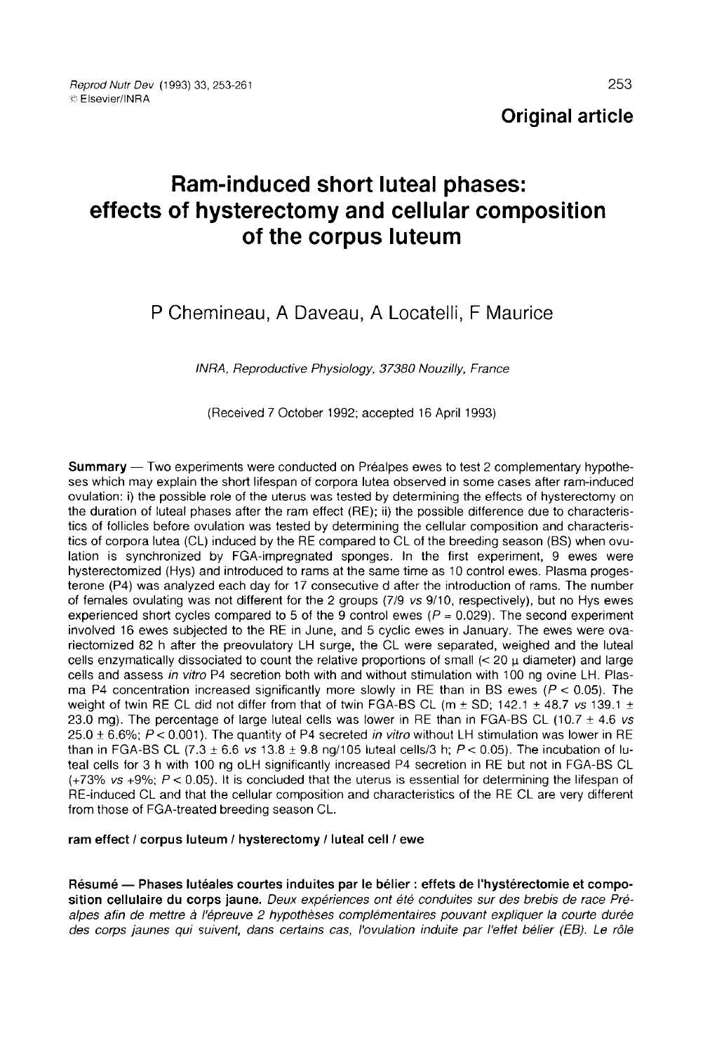Original article

# Ram-induced short luteal phases: effects of hysterectomy and cellular composition of the corpus luteum

P Chemineau, A Daveau, A Locatelli, F Maurice

*INRA, Reproductive Physiology, 37380 Nouzilly, France*

(Received 7 October 1992; accepted 16 April 1993)

**Summary** — Two experiments were conducted on Préalpes ewes to test 2 complementary hypotheses which may explain the short lifespan of corpora lutea observed in some cases after ram-induced ovulation: i) the possible role of the uterus was tested by determining the effects of hysterectomy on the duration of luteal phases after the ram effect (RE); ii) the possible difference due to characteristics of follicles before ovulation was tested by determining the cellular composition and characteristics of corpora lutea (CL) induced by the RE compared to CL of the breeding season (BS) when ovulation is synchronized by FGA-impregnated sponges. In the first experiment, 9 ewes were hysterectomized (Hys) and introduced to rams at the same time as 10 control ewes. Plasma progesterone (P4) was analyzed each day for 17 consecutive d after the introduction of rams. The number of females ovulating was not different for the 2 groups (7/9 *vs* 9/10, respectively), but no Hys ewes experienced short cycles compared to 5 of the 9 control ewes ($P = 0.029$). The second experiment involved 16 ewes subjected to the RE in June, and 5 cyclic ewes in January. The ewes were ovariectomized 82 h after the preovulatory LH surge, the CL were separated, weighed and the luteal cells enzymatically dissociated to count the relative proportions of small (< 20 µ diameter) and large cells and assess *in vitro* P4 secretion both with and without stimulation with 100 ng ovine LH. Plasma P4 concentration increased significantly more slowly in RE than in BS ewes ($P < 0.05$). The weight of twin RE CL did not differ from that of twin FGA-BS CL (m ± SD; 142.1 ± 48.7 *vs* 139.1 ± 23.0 mg). The percentage of large luteal cells was lower in RE than in FGA-BS CL (10.7 ± 4.6 *vs* 25.0 ± 6.6%; $P < 0.001$). The quantity of P4 secreted *in vitro* without LH stimulation was lower in RE than in FGA-BS CL (7.3 ± 6.6 *vs* 13.8 ± 9.8 ng/$10^5$ luteal cells/3 h; $P < 0.05$). The incubation of luteal cells for 3 h with 100 ng oLH significantly increased P4 secretion in RE but not in FGA-BS CL (+73% *vs* +9%; $P < 0.05$). It is concluded that the uterus is essential for determining the lifespan of RE-induced CL and that the cellular composition and characteristics of the RE CL are very different from those of FGA-treated breeding season CL.

**ram effect / corpus luteum / hysterectomy / luteal cell / ewe**

**Résumé — Phases lutéales courtes induites par le bélier : effets de l'hystérectomie et composition cellulaire du corps jaune.** *Deux expériences ont été conduites sur des brebis de race Préalpes afin de mettre à l'épreuve 2 hypothèses complémentaires pouvant expliquer la courte durée des corps jaunes qui suivent, dans certains cas, l'ovulation induite par l'effet bélier (EB). Le rôle*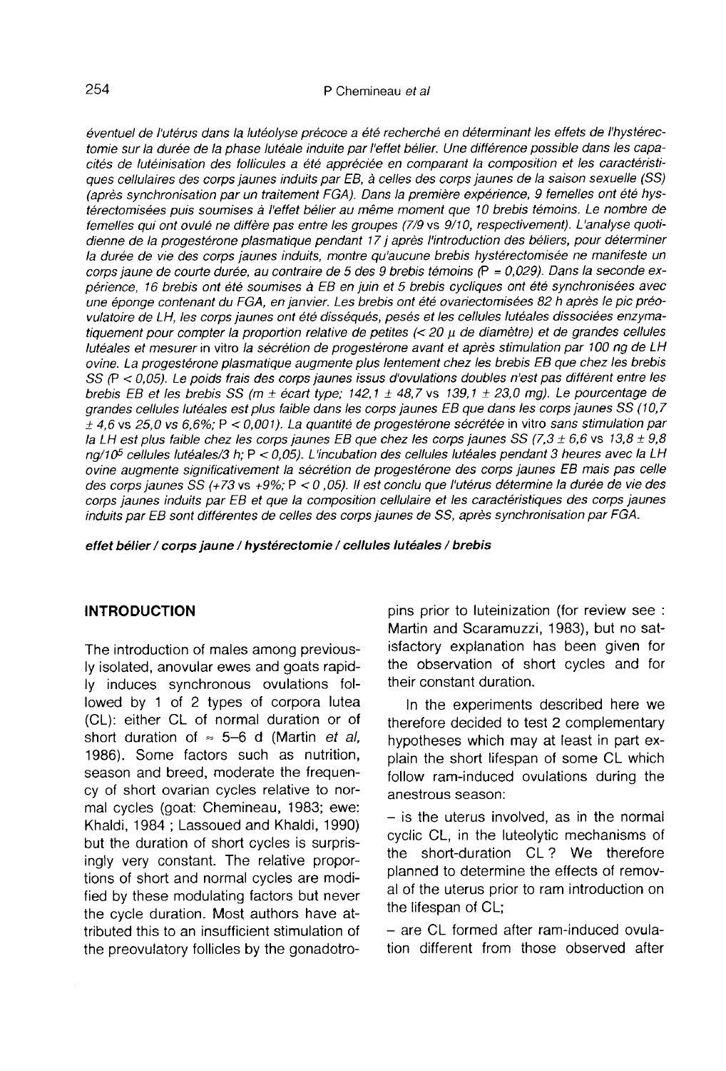*éventuel de l'utérus dans la lutéolyse précoce a été recherché en déterminant les effets de l'hystérectomie sur la durée de la phase lutéale induite par l'effet bélier. Une différence possible dans les capacités de lutéinisation des follicules a été appréciée en comparant la composition et les caractéristiques cellulaires des corps jaunes induits par EB, à celles des corps jaunes de la saison sexuelle (SS) (après synchronisation par un traitement FGA). Dans la première expérience, 9 femelles ont été hystérectomisées puis soumises à l'effet bélier au même moment que 10 brebis témoins. Le nombre de femelles qui ont ovulé ne diffère pas entre les groupes (7/9 vs 9/10, respectivement). L'analyse quotidienne de la progestérone plasmatique pendant 17 j après l'introduction des béliers, pour déterminer la durée de vie des corps jaunes induits, montre qu'aucune brebis hystérectomisée ne manifeste un corps jaune de courte durée, au contraire de 5 des 9 brebis témoins ($P = 0{,}029$). Dans la seconde expérience, 16 brebis ont été soumises à EB en juin et 5 brebis cycliques ont été synchronisées avec une éponge contenant du FGA, en janvier. Les brebis ont été ovariectomisées 82 h après le pic préovulatoire de LH, les corps jaunes ont été disséqués, pesés et les cellules lutéales dissociées enzymatiquement pour compter la proportion relative de petites (< 20 μ de diamètre) et de grandes cellules lutéales et mesurer* in vitro *la sécrétion de progestérone avant et après stimulation par 100 ng de LH ovine. La progestérone plasmatique augmente plus lentement chez les brebis EB que chez les brebis SS ($P < 0{,}05$). Le poids frais des corps jaunes issus d'ovulations doubles n'est pas différent entre les brebis EB et les brebis SS (m ± écart type; 142,1 ± 48,7 vs 139,1 ± 23,0 mg). Le pourcentage de grandes cellules lutéales est plus faible dans les corps jaunes EB que dans les corps jaunes SS (10,7 ± 4,6 vs 25,0 vs 6,6%; $P < 0{,}001$). La quantité de progestérone sécrétée* in vitro *sans stimulation par la LH est plus faible chez les corps jaunes EB que chez les corps jaunes SS (7,3 ± 6,6 vs 13,8 ± 9,8 ng/$10^5$ cellules lutéales/3 h; $P < 0{,}05$). L'incubation des cellules lutéales pendant 3 heures avec la LH ovine augmente significativement la sécrétion de progestérone des corps jaunes EB mais pas celle des corps jaunes SS (+73 vs +9%; $P < 0{,}05$). Il est conclu que l'utérus détermine la durée de vie des corps jaunes induits par EB et que la composition cellulaire et les caractéristiques des corps jaunes induits par EB sont différentes de celles des corps jaunes de SS, après synchronisation par FGA.*

***effet bélier / corps jaune / hystérectomie / cellules lutéales / brebis***

## INTRODUCTION

The introduction of males among previously isolated, anovular ewes and goats rapidly induces synchronous ovulations followed by 1 of 2 types of corpora lutea (CL): either CL of normal duration or of short duration of ≈ 5–6 d (Martin *et al*, 1986). Some factors such as nutrition, season and breed, moderate the frequency of short ovarian cycles relative to normal cycles (goat: Chemineau, 1983; ewe: Khaldi, 1984 ; Lassoued and Khaldi, 1990) but the duration of short cycles is surprisingly very constant. The relative proportions of short and normal cycles are modified by these modulating factors but never the cycle duration. Most authors have attributed this to an insufficient stimulation of the preovulatory follicles by the gonadotropins prior to luteinization (for review see : Martin and Scaramuzzi, 1983), but no satisfactory explanation has been given for the observation of short cycles and for their constant duration.

In the experiments described here we therefore decided to test 2 complementary hypotheses which may at least in part explain the short lifespan of some CL which follow ram-induced ovulations during the anestrous season:

– is the uterus involved, as in the normal cyclic CL, in the luteolytic mechanisms of the short-duration CL ? We therefore planned to determine the effects of removal of the uterus prior to ram introduction on the lifespan of CL;

– are CL formed after ram-induced ovulation different from those observed after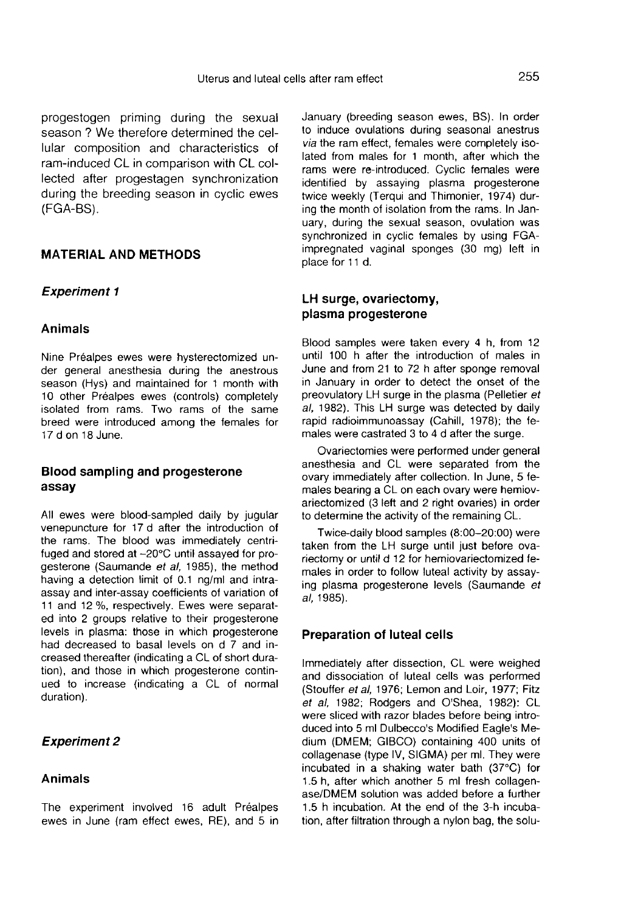progestogen priming during the sexual season ? We therefore determined the cellular composition and characteristics of ram-induced CL in comparison with CL collected after progestagen synchronization during the breeding season in cyclic ewes (FGA-BS).

## MATERIAL AND METHODS

### *Experiment 1*

#### Animals

Nine Préalpes ewes were hysterectomized under general anesthesia during the anestrous season (Hys) and maintained for 1 month with 10 other Préalpes ewes (controls) completely isolated from rams. Two rams of the same breed were introduced among the females for 17 d on 18 June.

#### Blood sampling and progesterone assay

All ewes were blood-sampled daily by jugular venepuncture for 17 d after the introduction of the rams. The blood was immediately centrifuged and stored at −20°C until assayed for progesterone (Saumande *et al*, 1985), the method having a detection limit of 0.1 ng/ml and intra-assay and inter-assay coefficients of variation of 11 and 12 %, respectively. Ewes were separated into 2 groups relative to their progesterone levels in plasma: those in which progesterone had decreased to basal levels on d 7 and increased thereafter (indicating a CL of short duration), and those in which progesterone continued to increase (indicating a CL of normal duration).

### *Experiment 2*

#### Animals

The experiment involved 16 adult Préalpes ewes in June (ram effect ewes, RE), and 5 in January (breeding season ewes, BS). In order to induce ovulations during seasonal anestrus *via* the ram effect, females were completely isolated from males for 1 month, after which the rams were re-introduced. Cyclic females were identified by assaying plasma progesterone twice weekly (Terqui and Thimonier, 1974) during the month of isolation from the rams. In January, during the sexual season, ovulation was synchronized in cyclic females by using FGA-impregnated vaginal sponges (30 mg) left in place for 11 d.

#### LH surge, ovariectomy, plasma progesterone

Blood samples were taken every 4 h, from 12 until 100 h after the introduction of males in June and from 21 to 72 h after sponge removal in January in order to detect the onset of the preovulatory LH surge in the plasma (Pelletier *et al*, 1982). This LH surge was detected by daily rapid radioimmunoassay (Cahill, 1978); the females were castrated 3 to 4 d after the surge.

Ovariectomies were performed under general anesthesia and CL were separated from the ovary immediately after collection. In June, 5 females bearing a CL on each ovary were hemiovariectomized (3 left and 2 right ovaries) in order to determine the activity of the remaining CL.

Twice-daily blood samples (8:00–20:00) were taken from the LH surge until just before ovariectomy or until d 12 for hemiovariectomized females in order to follow luteal activity by assaying plasma progesterone levels (Saumande *et al*, 1985).

#### Preparation of luteal cells

Immediately after dissection, CL were weighed and dissociation of luteal cells was performed (Stouffer *et al*, 1976; Lemon and Loir, 1977; Fitz *et al*, 1982; Rodgers and O'Shea, 1982): CL were sliced with razor blades before being introduced into 5 ml Dulbecco's Modified Eagle's Medium (DMEM; GIBCO) containing 400 units of collagenase (type IV, SIGMA) per ml. They were incubated in a shaking water bath (37°C) for 1.5 h, after which another 5 ml fresh collagenase/DMEM solution was added before a further 1.5 h incubation. At the end of the 3-h incubation, after filtration through a nylon bag, the solu-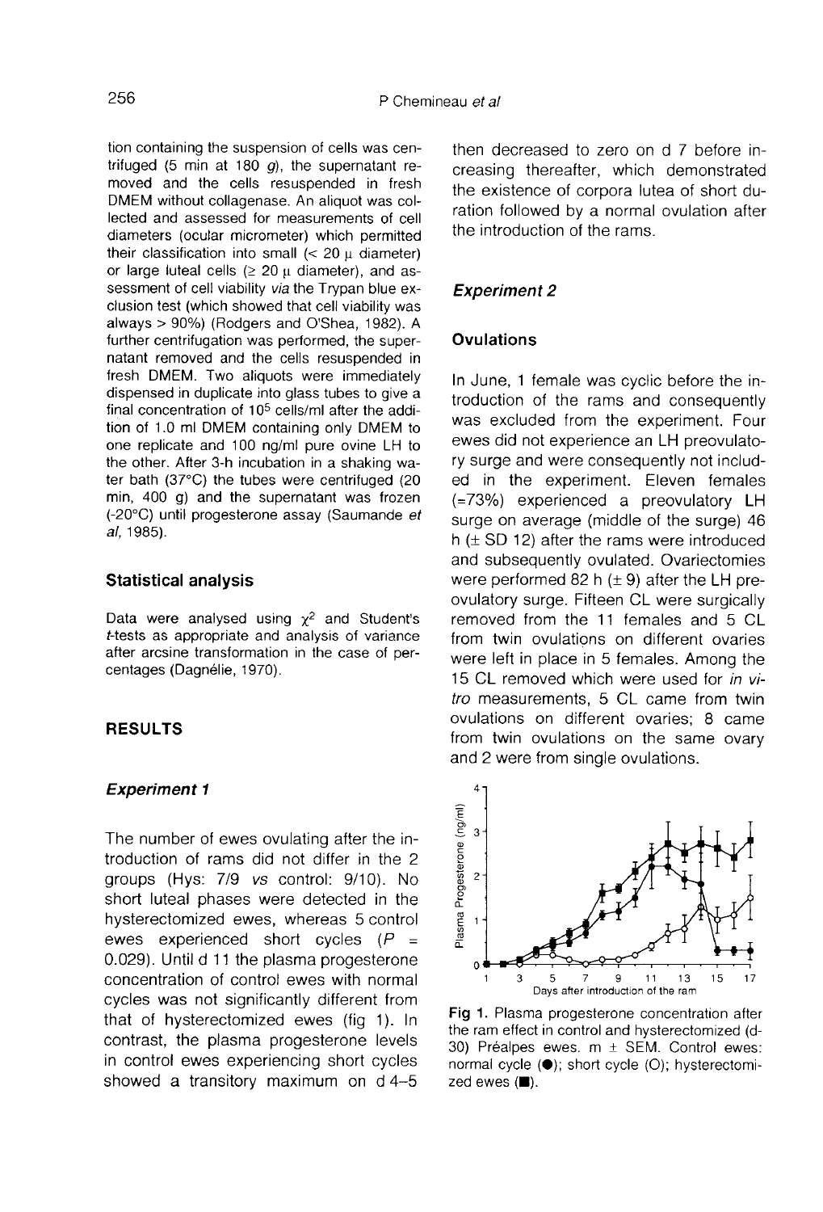tion containing the suspension of cells was centrifuged (5 min at 180 *g*), the supernatant removed and the cells resuspended in fresh DMEM without collagenase. An aliquot was collected and assessed for measurements of cell diameters (ocular micrometer) which permitted their classification into small (< 20 μ diameter) or large luteal cells (≥ 20 μ diameter), and assessment of cell viability *via* the Trypan blue exclusion test (which showed that cell viability was always > 90%) (Rodgers and O'Shea, 1982). A further centrifugation was performed, the supernatant removed and the cells resuspended in fresh DMEM. Two aliquots were immediately dispensed in duplicate into glass tubes to give a final concentration of $10^5$ cells/ml after the addition of 1.0 ml DMEM containing only DMEM to one replicate and 100 ng/ml pure ovine LH to the other. After 3-h incubation in a shaking water bath (37°C) the tubes were centrifuged (20 min, 400 g) and the supernatant was frozen (-20°C) until progesterone assay (Saumande *et al*, 1985).

### Statistical analysis

Data were analysed using $\chi^2$ and Student's *t*-tests as appropriate and analysis of variance after arcsine transformation in the case of percentages (Dagnélie, 1970).

## RESULTS

### *Experiment 1*

The number of ewes ovulating after the introduction of rams did not differ in the 2 groups (Hys: 7/9 *vs* control: 9/10). No short luteal phases were detected in the hysterectomized ewes, whereas 5 control ewes experienced short cycles ($P$ = 0.029). Until d 11 the plasma progesterone concentration of control ewes with normal cycles was not significantly different from that of hysterectomized ewes (fig 1). In contrast, the plasma progesterone levels in control ewes experiencing short cycles showed a transitory maximum on d 4–5 then decreased to zero on d 7 before increasing thereafter, which demonstrated the existence of corpora lutea of short duration followed by a normal ovulation after the introduction of the rams.

### *Experiment 2*

### Ovulations

In June, 1 female was cyclic before the introduction of the rams and consequently was excluded from the experiment. Four ewes did not experience an LH preovulatory surge and were consequently not included in the experiment. Eleven females (=73%) experienced a preovulatory LH surge on average (middle of the surge) 46 h (± SD 12) after the rams were introduced and subsequently ovulated. Ovariectomies were performed 82 h (± 9) after the LH preovulatory surge. Fifteen CL were surgically removed from the 11 females and 5 CL from twin ovulations on different ovaries were left in place in 5 females. Among the 15 CL removed which were used for *in vitro* measurements, 5 CL came from twin ovulations on different ovaries; 8 came from twin ovulations on the same ovary and 2 were from single ovulations.

**Fig 1.** Plasma progesterone concentration after the ram effect in control and hysterectomized (d-30) Préalpes ewes. m ± SEM. Control ewes: normal cycle (●); short cycle (O); hysterectomized ewes (■).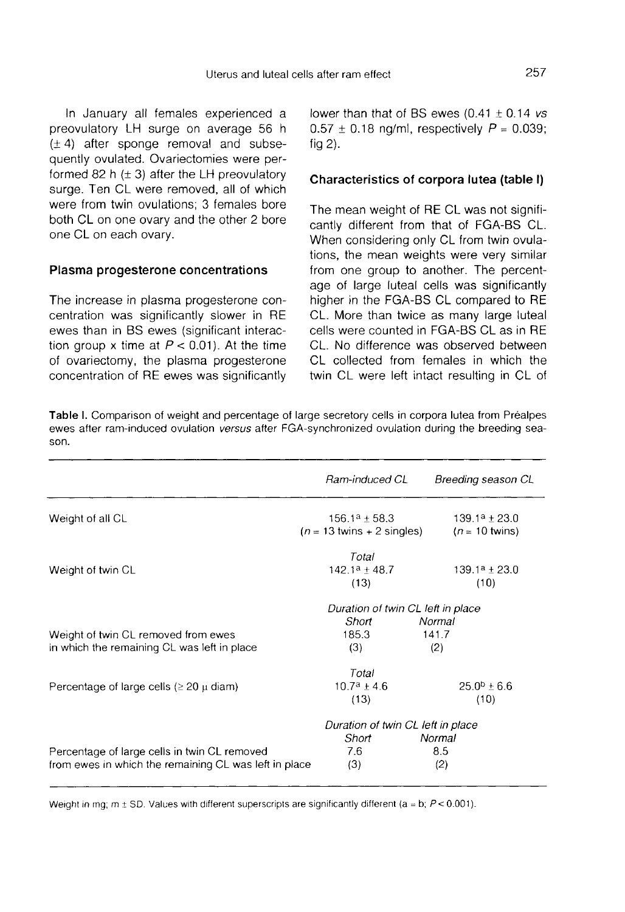In January all females experienced a preovulatory LH surge on average 56 h (± 4) after sponge removal and subsequently ovulated. Ovariectomies were performed 82 h (± 3) after the LH preovulatory surge. Ten CL were removed, all of which were from twin ovulations; 3 females bore both CL on one ovary and the other 2 bore one CL on each ovary.

### Plasma progesterone concentrations

The increase in plasma progesterone concentration was significantly slower in RE ewes than in BS ewes (significant interaction group x time at $P < 0.01$). At the time of ovariectomy, the plasma progesterone concentration of RE ewes was significantly lower than that of BS ewes (0.41 ± 0.14 *vs* 0.57 ± 0.18 ng/ml, respectively $P = 0.039$; fig 2).

### Characteristics of corpora lutea (table I)

The mean weight of RE CL was not significantly different from that of FGA-BS CL. When considering only CL from twin ovulations, the mean weights were very similar from one group to another. The percentage of large luteal cells was significantly higher in the FGA-BS CL compared to RE CL. More than twice as many large luteal cells were counted in FGA-BS CL as in RE CL. No difference was observed between CL collected from females in which the twin CL were left intact resulting in CL of

**Table I.** Comparison of weight and percentage of large secretory cells in corpora lutea from Préalpes ewes after ram-induced ovulation *versus* after FGA-synchronized ovulation during the breeding season.

| | *Ram-induced CL* | | *Breeding season CL* |
|---|---|---|---|
| Weight of all CL | $156.1^{a} \pm 58.3$ ($n$ = 13 twins + 2 singles) | | $139.1^{a} \pm 23.0$ ($n$ = 10 twins) |
| | *Total* | | |
| Weight of twin CL | $142.1^{a} \pm 48.7$ (13) | | $139.1^{a} \pm 23.0$ (10) |
| | *Duration of twin CL left in place* | | |
| | *Short* | *Normal* | |
| Weight of twin CL removed from ewes in which the remaining CL was left in place | 185.3 (3) | 141.7 (2) | |
| | *Total* | | |
| Percentage of large cells (≥ 20 µ diam) | $10.7^{a} \pm 4.6$ (13) | | $25.0^{b} \pm 6.6$ (10) |
| | *Duration of twin CL left in place* | | |
| | *Short* | *Normal* | |
| Percentage of large cells in twin CL removed from ewes in which the remaining CL was left in place | 7.6 (3) | 8.5 (2) | |

Weight in mg; m ± SD. Values with different superscripts are significantly different (a = b; $P < 0.001$).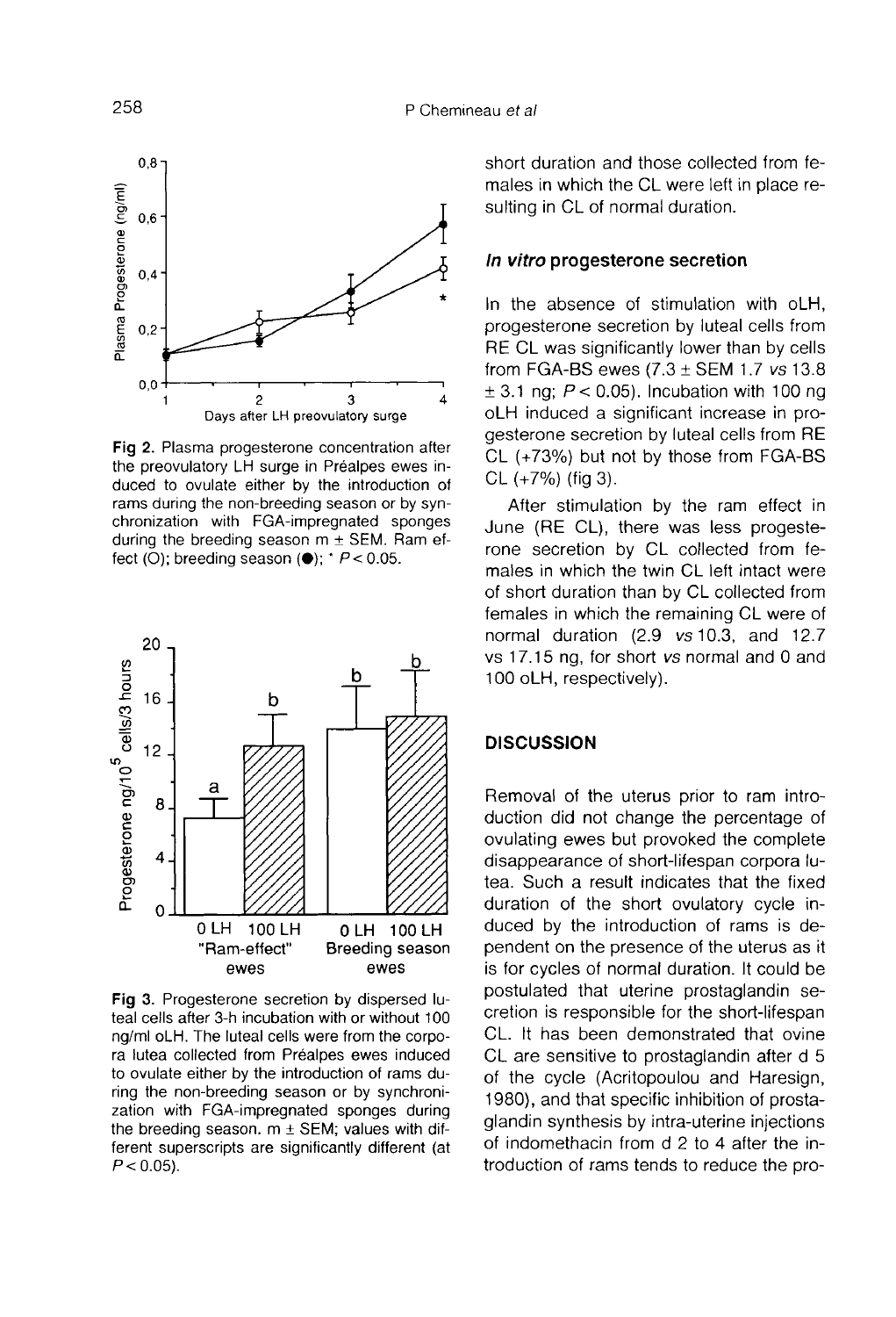Fig 2. Plasma progesterone concentration after the preovulatory LH surge in Préalpes ewes induced to ovulate either by the introduction of rams during the non-breeding season or by synchronization with FGA-impregnated sponges during the breeding season m ± SEM. Ram effect (O); breeding season (●); * $P < 0.05$.

Fig 3. Progesterone secretion by dispersed luteal cells after 3-h incubation with or without 100 ng/ml oLH. The luteal cells were from the corpora lutea collected from Préalpes ewes induced to ovulate either by the introduction of rams during the non-breeding season or by synchronization with FGA-impregnated sponges during the breeding season. m ± SEM; values with different superscripts are significantly different (at $P < 0.05$).

short duration and those collected from females in which the CL were left in place resulting in CL of normal duration.

### *In vitro* progesterone secretion

In the absence of stimulation with oLH, progesterone secretion by luteal cells from RE CL was significantly lower than by cells from FGA-BS ewes (7.3 ± SEM 1.7 *vs* 13.8 ± 3.1 ng; $P < 0.05$). Incubation with 100 ng oLH induced a significant increase in progesterone secretion by luteal cells from RE CL (+73%) but not by those from FGA-BS CL (+7%) (fig 3).

After stimulation by the ram effect in June (RE CL), there was less progesterone secretion by CL collected from females in which the twin CL left intact were of short duration than by CL collected from females in which the remaining CL were of normal duration (2.9 *vs* 10.3, and 12.7 vs 17.15 ng, for short *vs* normal and 0 and 100 oLH, respectively).

## DISCUSSION

Removal of the uterus prior to ram introduction did not change the percentage of ovulating ewes but provoked the complete disappearance of short-lifespan corpora lutea. Such a result indicates that the fixed duration of the short ovulatory cycle induced by the introduction of rams is dependent on the presence of the uterus as it is for cycles of normal duration. It could be postulated that uterine prostaglandin secretion is responsible for the short-lifespan CL. It has been demonstrated that ovine CL are sensitive to prostaglandin after d 5 of the cycle (Acritopoulou and Haresign, 1980), and that specific inhibition of prostaglandin synthesis by intra-uterine injections of indomethacin from d 2 to 4 after the introduction of rams tends to reduce the pro-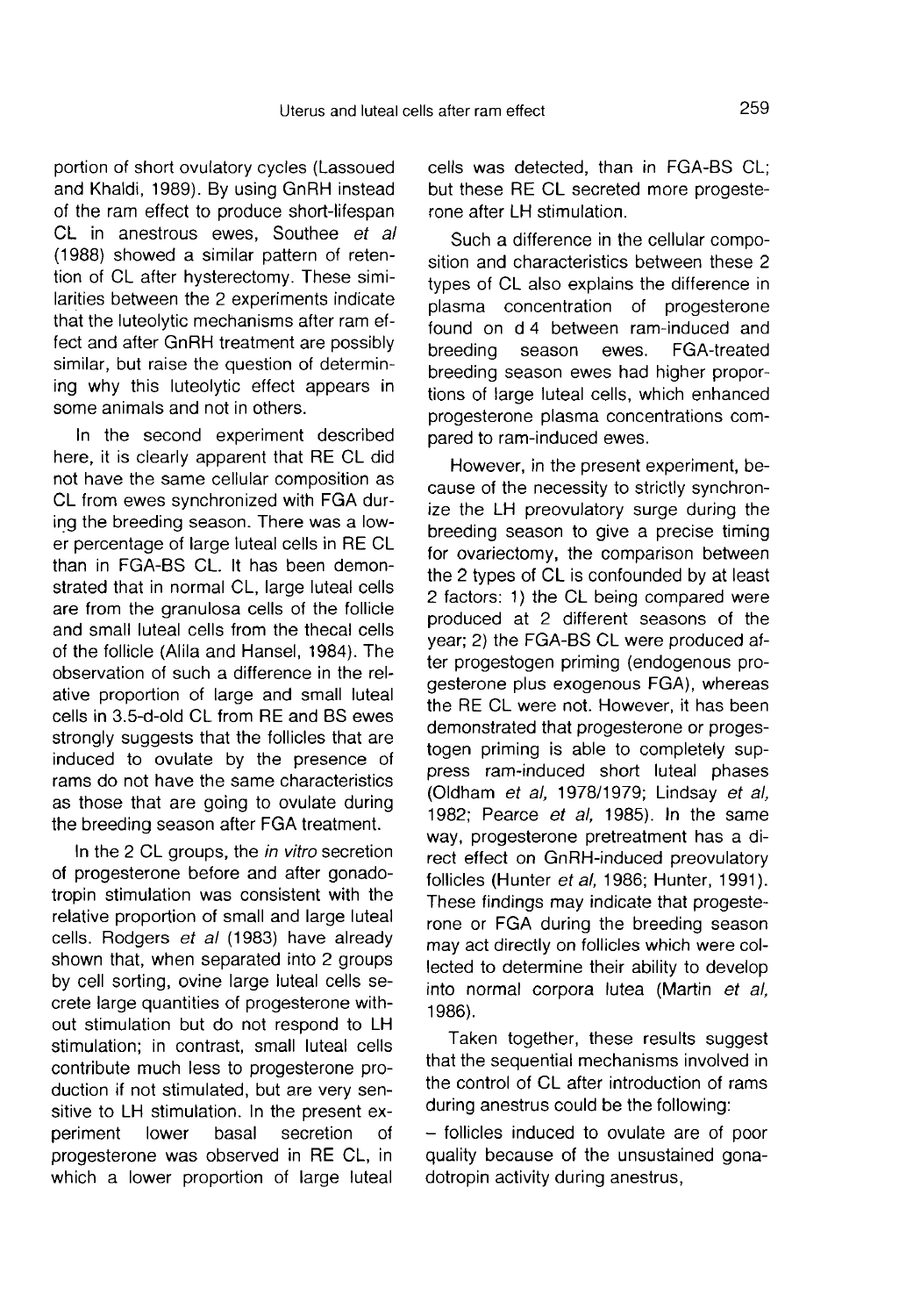portion of short ovulatory cycles (Lassoued and Khaldi, 1989). By using GnRH instead of the ram effect to produce short-lifespan CL in anestrous ewes, Southee *et al* (1988) showed a similar pattern of retention of CL after hysterectomy. These similarities between the 2 experiments indicate that the luteolytic mechanisms after ram effect and after GnRH treatment are possibly similar, but raise the question of determining why this luteolytic effect appears in some animals and not in others.

In the second experiment described here, it is clearly apparent that RE CL did not have the same cellular composition as CL from ewes synchronized with FGA during the breeding season. There was a lower percentage of large luteal cells in RE CL than in FGA-BS CL. It has been demonstrated that in normal CL, large luteal cells are from the granulosa cells of the follicle and small luteal cells from the thecal cells of the follicle (Alila and Hansel, 1984). The observation of such a difference in the relative proportion of large and small luteal cells in 3.5-d-old CL from RE and BS ewes strongly suggests that the follicles that are induced to ovulate by the presence of rams do not have the same characteristics as those that are going to ovulate during the breeding season after FGA treatment.

In the 2 CL groups, the *in vitro* secretion of progesterone before and after gonadotropin stimulation was consistent with the relative proportion of small and large luteal cells. Rodgers *et al* (1983) have already shown that, when separated into 2 groups by cell sorting, ovine large luteal cells secrete large quantities of progesterone without stimulation but do not respond to LH stimulation; in contrast, small luteal cells contribute much less to progesterone production if not stimulated, but are very sensitive to LH stimulation. In the present experiment lower basal secretion of progesterone was observed in RE CL, in which a lower proportion of large luteal cells was detected, than in FGA-BS CL; but these RE CL secreted more progesterone after LH stimulation.

Such a difference in the cellular composition and characteristics between these 2 types of CL also explains the difference in plasma concentration of progesterone found on d 4 between ram-induced and breeding season ewes. FGA-treated breeding season ewes had higher proportions of large luteal cells, which enhanced progesterone plasma concentrations compared to ram-induced ewes.

However, in the present experiment, because of the necessity to strictly synchronize the LH preovulatory surge during the breeding season to give a precise timing for ovariectomy, the comparison between the 2 types of CL is confounded by at least 2 factors: 1) the CL being compared were produced at 2 different seasons of the year; 2) the FGA-BS CL were produced after progestogen priming (endogenous progesterone plus exogenous FGA), whereas the RE CL were not. However, it has been demonstrated that progesterone or progestogen priming is able to completely suppress ram-induced short luteal phases (Oldham *et al*, 1978/1979; Lindsay *et al*, 1982; Pearce *et al*, 1985). In the same way, progesterone pretreatment has a direct effect on GnRH-induced preovulatory follicles (Hunter *et al*, 1986; Hunter, 1991). These findings may indicate that progesterone or FGA during the breeding season may act directly on follicles which were collected to determine their ability to develop into normal corpora lutea (Martin *et al*, 1986).

Taken together, these results suggest that the sequential mechanisms involved in the control of CL after introduction of rams during anestrus could be the following:

- follicles induced to ovulate are of poor quality because of the unsustained gonadotropin activity during anestrus,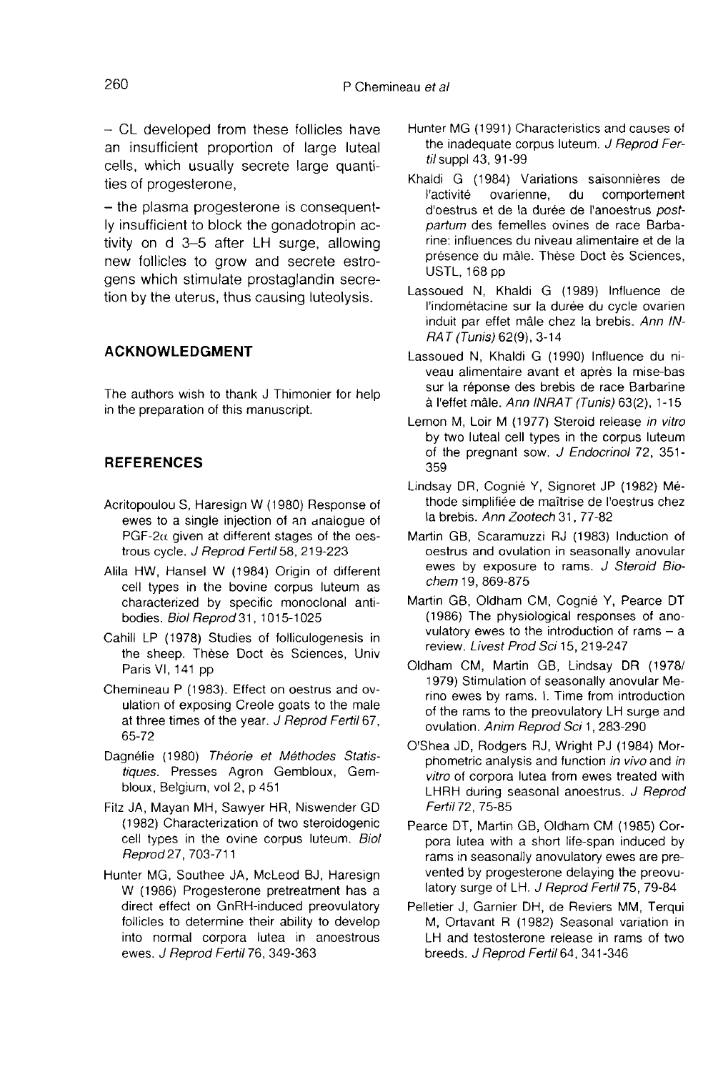– CL developed from these follicles have an insufficient proportion of large luteal cells, which usually secrete large quantities of progesterone,

– the plasma progesterone is consequently insufficient to block the gonadotropin activity on d 3–5 after LH surge, allowing new follicles to grow and secrete estrogens which stimulate prostaglandin secretion by the uterus, thus causing luteolysis.

## ACKNOWLEDGMENT

The authors wish to thank J Thimonier for help in the preparation of this manuscript.

## REFERENCES

Acritopoulou S, Haresign W (1980) Response of ewes to a single injection of an analogue of PGF-2α given at different stages of the oestrous cycle. *J Reprod Fertil* 58, 219-223

Alila HW, Hansel W (1984) Origin of different cell types in the bovine corpus luteum as characterized by specific monoclonal antibodies. *Biol Reprod* 31, 1015-1025

Cahill LP (1978) Studies of folliculogenesis in the sheep. Thèse Doct ès Sciences, Univ Paris VI, 141 pp

Chemineau P (1983). Effect on oestrus and ovulation of exposing Creole goats to the male at three times of the year. *J Reprod Fertil* 67, 65-72

Dagnélie (1980) *Théorie et Méthodes Statistiques*. Presses Agron Gembloux, Gembloux, Belgium, vol 2, p 451

Fitz JA, Mayan MH, Sawyer HR, Niswender GD (1982) Characterization of two steroidogenic cell types in the ovine corpus luteum. *Biol Reprod* 27, 703-711

Hunter MG, Southee JA, McLeod BJ, Haresign W (1986) Progesterone pretreatment has a direct effect on GnRH-induced preovulatory follicles to determine their ability to develop into normal corpora lutea in anoestrous ewes. *J Reprod Fertil* 76, 349-363

Hunter MG (1991) Characteristics and causes of the inadequate corpus luteum. *J Reprod Fertil* suppl 43, 91-99

Khaldi G (1984) Variations saisonnières de l'activité ovarienne, du comportement d'oestrus et de la durée de l'anoestrus *post-partum* des femelles ovines de race Barbarine: influences du niveau alimentaire et de la présence du mâle. Thèse Doct ès Sciences, USTL, 168 pp

Lassoued N, Khaldi G (1989) Influence de l'indométacine sur la durée du cycle ovarien induit par effet mâle chez la brebis. *Ann INRAT (Tunis)* 62(9), 3-14

Lassoued N, Khaldi G (1990) Influence du niveau alimentaire avant et après la mise-bas sur la réponse des brebis de race Barbarine à l'effet mâle. *Ann INRAT (Tunis)* 63(2), 1-15

Lemon M, Loir M (1977) Steroid release *in vitro* by two luteal cell types in the corpus luteum of the pregnant sow. *J Endocrinol* 72, 351-359

Lindsay DR, Cognié Y, Signoret JP (1982) Méthode simplifiée de maîtrise de l'oestrus chez la brebis. *Ann Zootech* 31, 77-82

Martin GB, Scaramuzzi RJ (1983) Induction of oestrus and ovulation in seasonally anovular ewes by exposure to rams. *J Steroid Biochem* 19, 869-875

Martin GB, Oldham CM, Cognié Y, Pearce DT (1986) The physiological responses of anovulatory ewes to the introduction of rams – a review. *Livest Prod Sci* 15, 219-247

Oldham CM, Martin GB, Lindsay DR (1978/1979) Stimulation of seasonally anovular Merino ewes by rams. I. Time from introduction of the rams to the preovulatory LH surge and ovulation. *Anim Reprod Sci* 1, 283-290

O'Shea JD, Rodgers RJ, Wright PJ (1984) Morphometric analysis and function *in vivo* and *in vitro* of corpora lutea from ewes treated with LHRH during seasonal anoestrus. *J Reprod Fertil* 72, 75-85

Pearce DT, Martin GB, Oldham CM (1985) Corpora lutea with a short life-span induced by rams in seasonally anovulatory ewes are prevented by progesterone delaying the preovulatory surge of LH. *J Reprod Fertil* 75, 79-84

Pelletier J, Garnier DH, de Reviers MM, Terqui M, Ortavant R (1982) Seasonal variation in LH and testosterone release in rams of two breeds. *J Reprod Fertil* 64, 341-346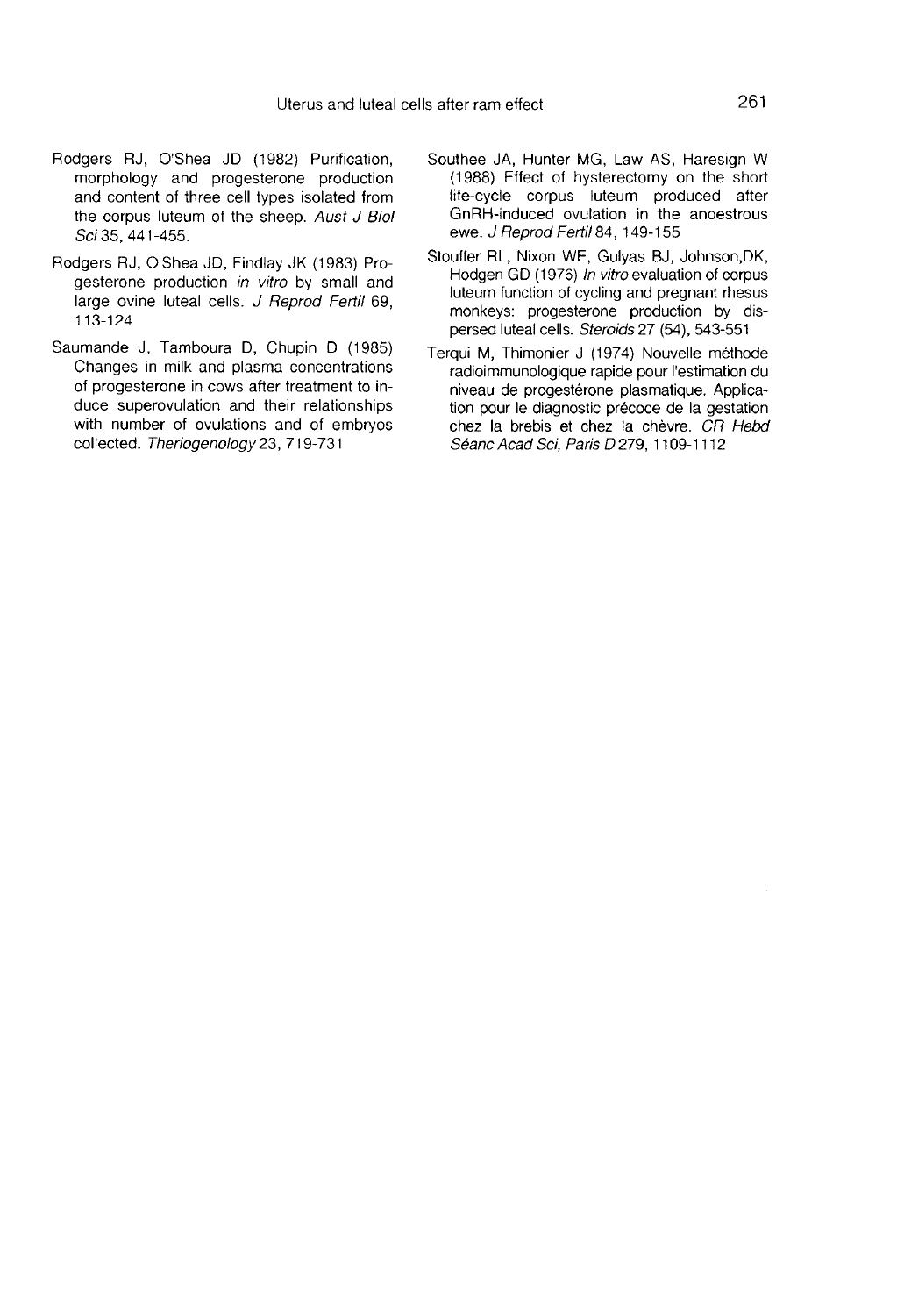Rodgers RJ, O'Shea JD (1982) Purification, morphology and progesterone production and content of three cell types isolated from the corpus luteum of the sheep. *Aust J Biol Sci* 35, 441-455.

Rodgers RJ, O'Shea JD, Findlay JK (1983) Progesterone production *in vitro* by small and large ovine luteal cells. *J Reprod Fertil* 69, 113-124

Saumande J, Tamboura D, Chupin D (1985) Changes in milk and plasma concentrations of progesterone in cows after treatment to induce superovulation and their relationships with number of ovulations and of embryos collected. *Theriogenology* 23, 719-731

Southee JA, Hunter MG, Law AS, Haresign W (1988) Effect of hysterectomy on the short life-cycle corpus luteum produced after GnRH-induced ovulation in the anoestrous ewe. *J Reprod Fertil* 84, 149-155

Stouffer RL, Nixon WE, Gulyas BJ, Johnson,DK, Hodgen GD (1976) *In vitro* evaluation of corpus luteum function of cycling and pregnant rhesus monkeys: progesterone production by dispersed luteal cells. *Steroids* 27 (54), 543-551

Terqui M, Thimonier J (1974) Nouvelle méthode radioimmunologique rapide pour l'estimation du niveau de progestérone plasmatique. Application pour le diagnostic précoce de la gestation chez la brebis et chez la chèvre. *CR Hebd Séanc Acad Sci, Paris D* 279, 1109-1112